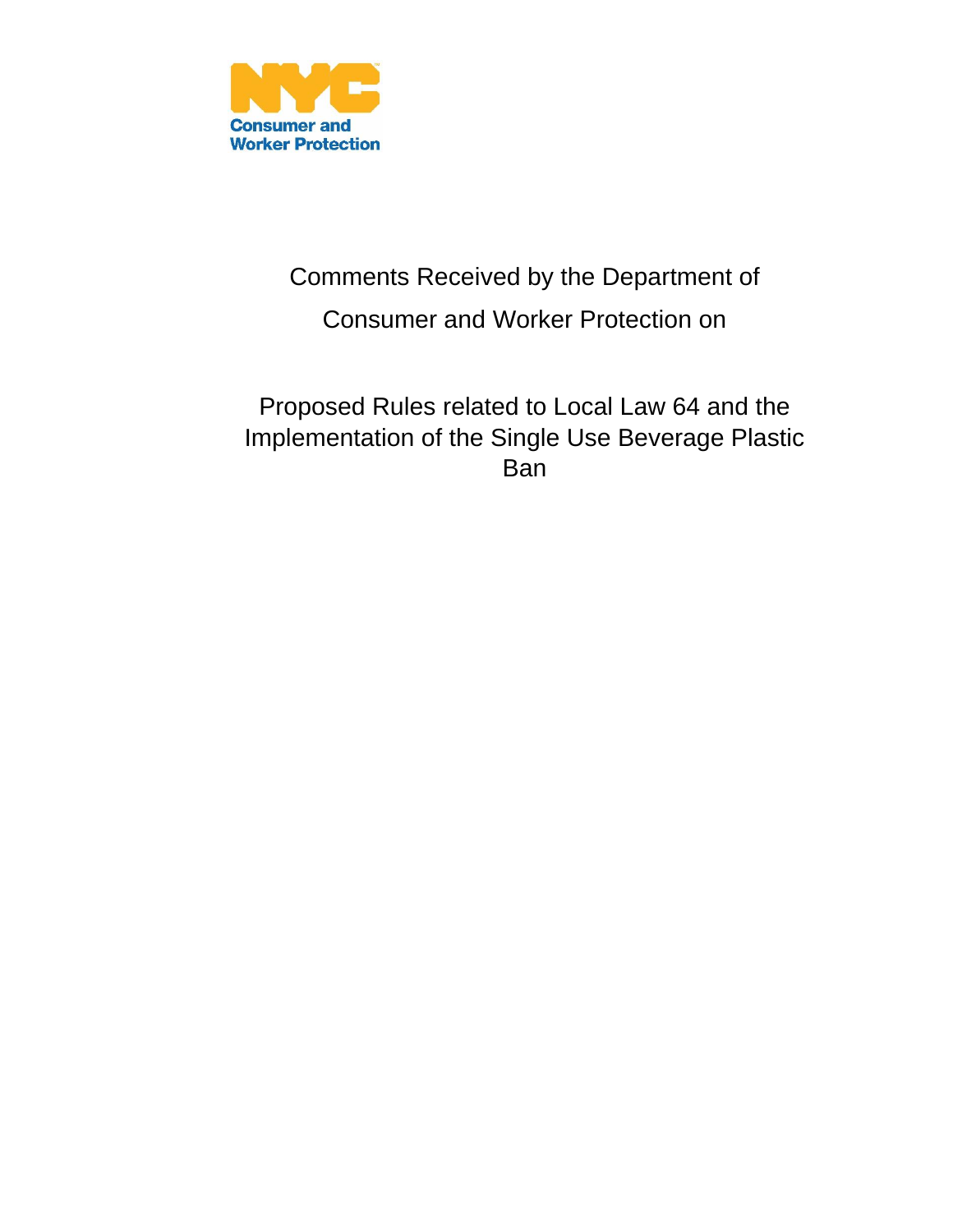NYC Consumer and Worker Protection

# Comments Received by the Department of Consumer and Worker Protection on

## Proposed Rules related to Local Law 64 and the Implementation of the Single Use Beverage Plastic Ban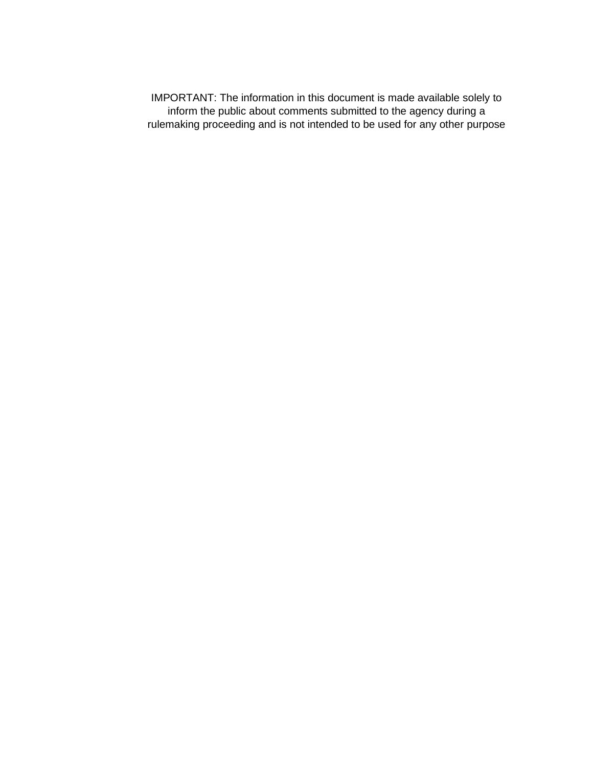IMPORTANT: The information in this document is made available solely to inform the public about comments submitted to the agency during a rulemaking proceeding and is not intended to be used for any other purpose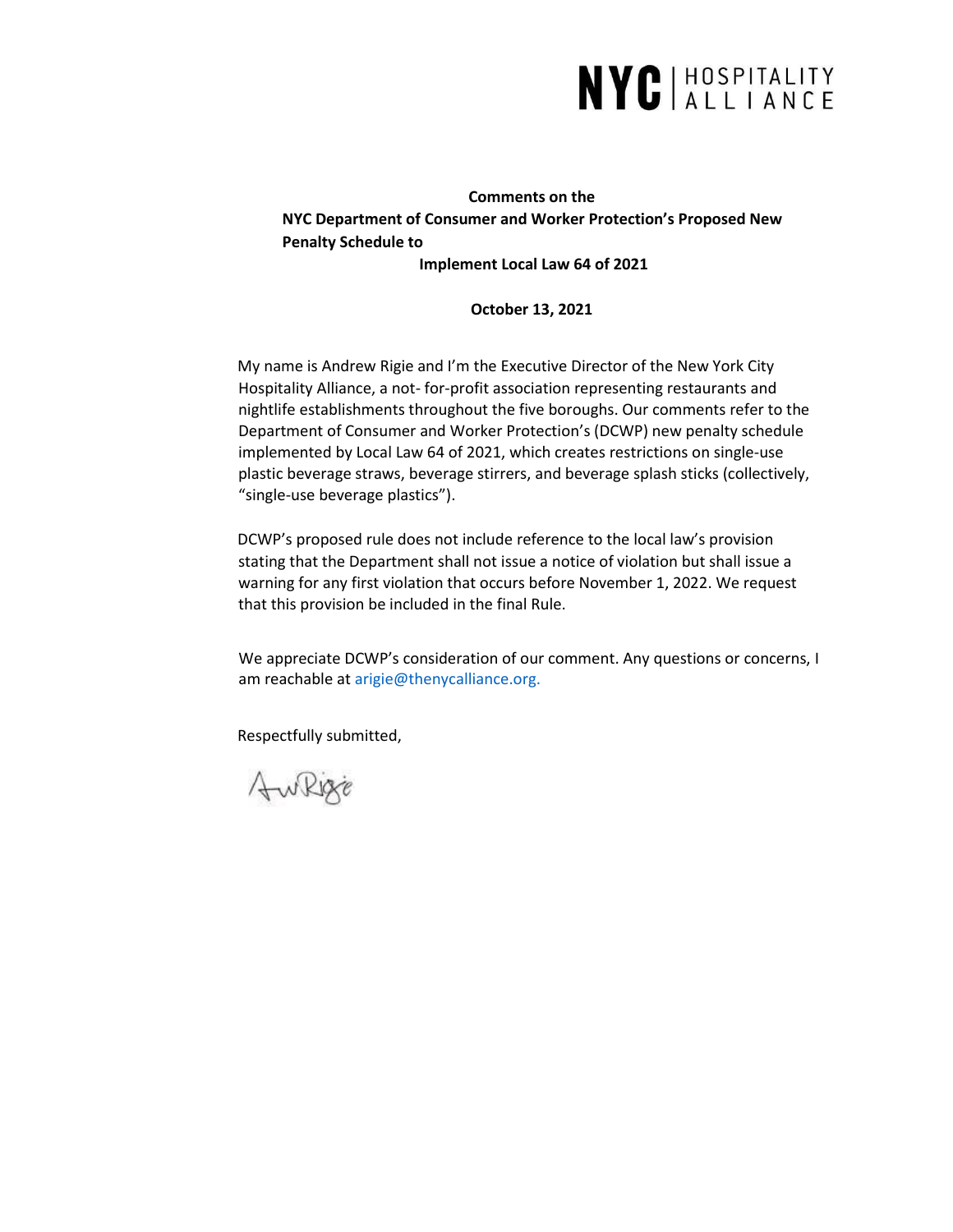NYC | HOSPITALITY ALLIANCE

**Comments on the**
**NYC Department of Consumer and Worker Protection's Proposed New Penalty Schedule to**
**Implement Local Law 64 of 2021**

**October 13, 2021**

My name is Andrew Rigie and I'm the Executive Director of the New York City Hospitality Alliance, a not- for-profit association representing restaurants and nightlife establishments throughout the five boroughs. Our comments refer to the Department of Consumer and Worker Protection's (DCWP) new penalty schedule implemented by Local Law 64 of 2021, which creates restrictions on single-use plastic beverage straws, beverage stirrers, and beverage splash sticks (collectively, "single-use beverage plastics").

DCWP's proposed rule does not include reference to the local law's provision stating that the Department shall not issue a notice of violation but shall issue a warning for any first violation that occurs before November 1, 2022. We request that this provision be included in the final Rule.

We appreciate DCWP's consideration of our comment. Any questions or concerns, I am reachable at arigie@thenycalliance.org.

Respectfully submitted,

AwRigie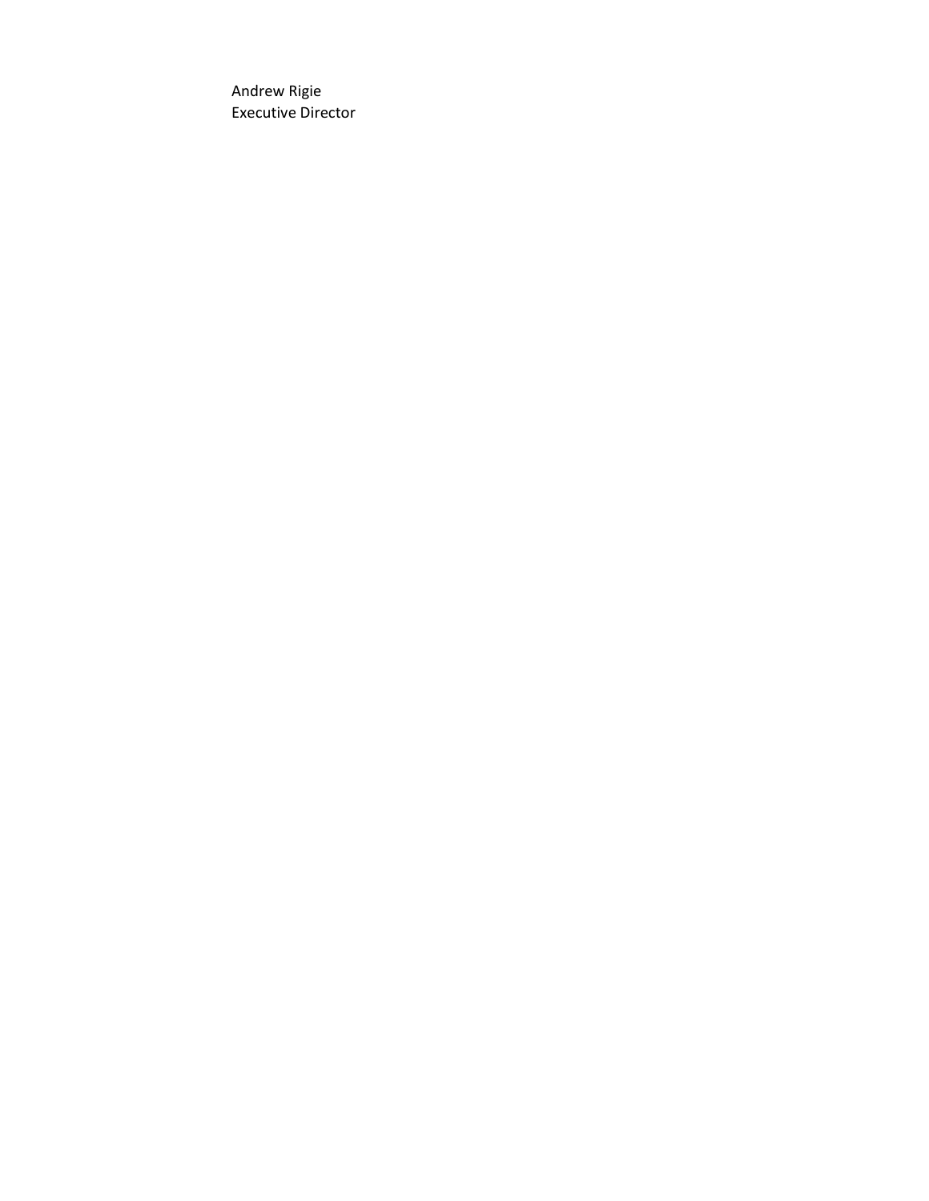Andrew Rigie
Executive Director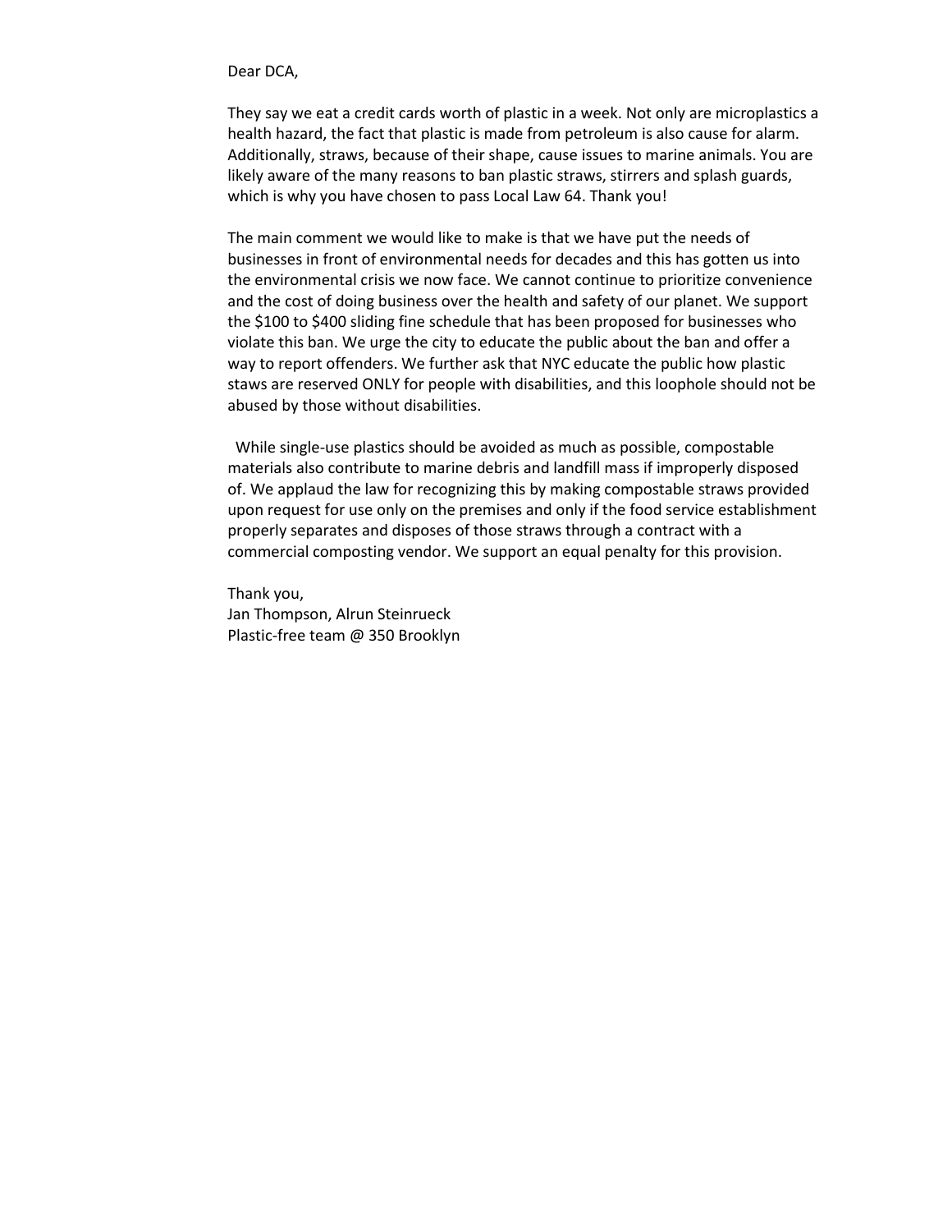Dear DCA,

They say we eat a credit cards worth of plastic in a week. Not only are microplastics a health hazard, the fact that plastic is made from petroleum is also cause for alarm. Additionally, straws, because of their shape, cause issues to marine animals. You are likely aware of the many reasons to ban plastic straws, stirrers and splash guards, which is why you have chosen to pass Local Law 64. Thank you!

The main comment we would like to make is that we have put the needs of businesses in front of environmental needs for decades and this has gotten us into the environmental crisis we now face. We cannot continue to prioritize convenience and the cost of doing business over the health and safety of our planet. We support the $100 to $400 sliding fine schedule that has been proposed for businesses who violate this ban. We urge the city to educate the public about the ban and offer a way to report offenders. We further ask that NYC educate the public how plastic staws are reserved ONLY for people with disabilities, and this loophole should not be abused by those without disabilities.

While single-use plastics should be avoided as much as possible, compostable materials also contribute to marine debris and landfill mass if improperly disposed of. We applaud the law for recognizing this by making compostable straws provided upon request for use only on the premises and only if the food service establishment properly separates and disposes of those straws through a contract with a commercial composting vendor. We support an equal penalty for this provision.

Thank you,
Jan Thompson, Alrun Steinrueck
Plastic-free team @ 350 Brooklyn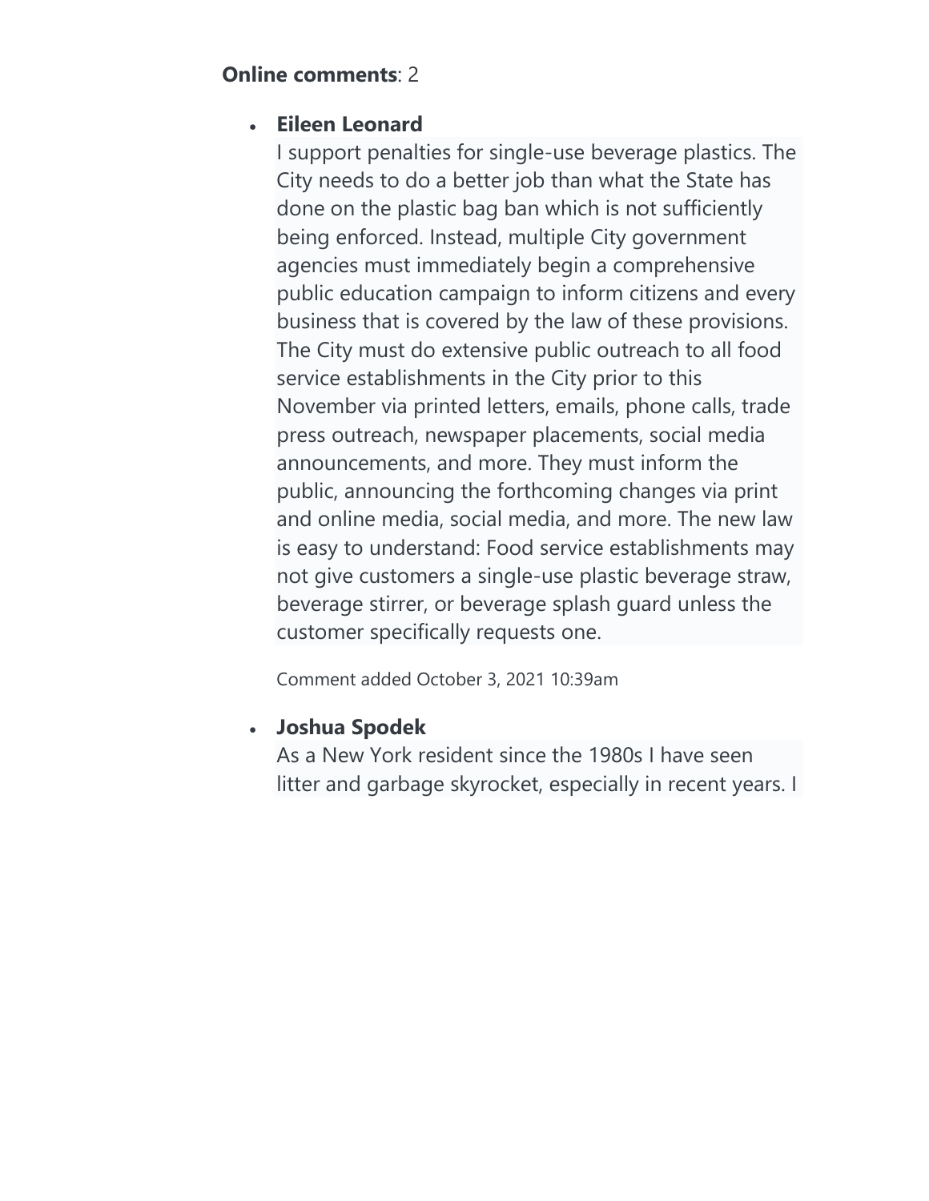**Online comments**: 2

- **Eileen Leonard**
  I support penalties for single-use beverage plastics. The City needs to do a better job than what the State has done on the plastic bag ban which is not sufficiently being enforced. Instead, multiple City government agencies must immediately begin a comprehensive public education campaign to inform citizens and every business that is covered by the law of these provisions. The City must do extensive public outreach to all food service establishments in the City prior to this November via printed letters, emails, phone calls, trade press outreach, newspaper placements, social media announcements, and more. They must inform the public, announcing the forthcoming changes via print and online media, social media, and more. The new law is easy to understand: Food service establishments may not give customers a single-use plastic beverage straw, beverage stirrer, or beverage splash guard unless the customer specifically requests one.

  Comment added October 3, 2021 10:39am

- **Joshua Spodek**
  As a New York resident since the 1980s I have seen litter and garbage skyrocket, especially in recent years. I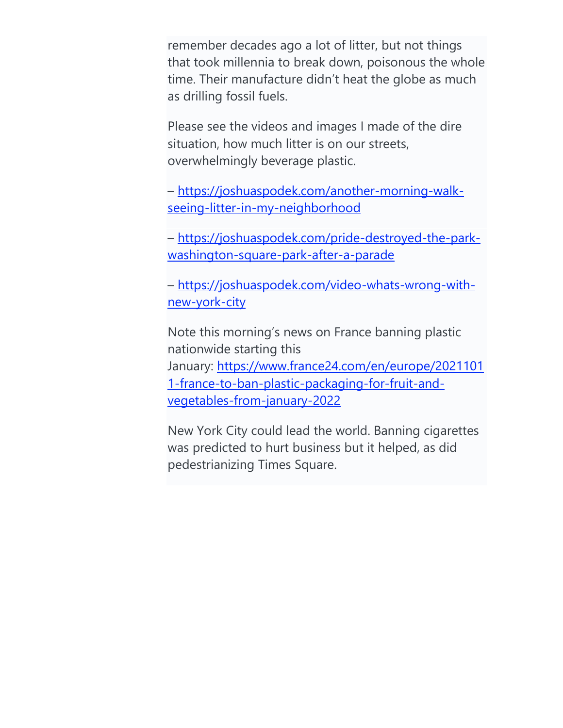remember decades ago a lot of litter, but not things that took millennia to break down, poisonous the whole time. Their manufacture didn't heat the globe as much as drilling fossil fuels.

Please see the videos and images I made of the dire situation, how much litter is on our streets, overwhelmingly beverage plastic.

– [https://joshuaspodek.com/another-morning-walk-seeing-litter-in-my-neighborhood](https://joshuaspodek.com/another-morning-walk-seeing-litter-in-my-neighborhood)

– [https://joshuaspodek.com/pride-destroyed-the-park-washington-square-park-after-a-parade](https://joshuaspodek.com/pride-destroyed-the-park-washington-square-park-after-a-parade)

– [https://joshuaspodek.com/video-whats-wrong-with-new-york-city](https://joshuaspodek.com/video-whats-wrong-with-new-york-city)

Note this morning's news on France banning plastic nationwide starting this January: [https://www.france24.com/en/europe/20211011-france-to-ban-plastic-packaging-for-fruit-and-vegetables-from-january-2022](https://www.france24.com/en/europe/20211011-france-to-ban-plastic-packaging-for-fruit-and-vegetables-from-january-2022)

New York City could lead the world. Banning cigarettes was predicted to hurt business but it helped, as did pedestrianizing Times Square.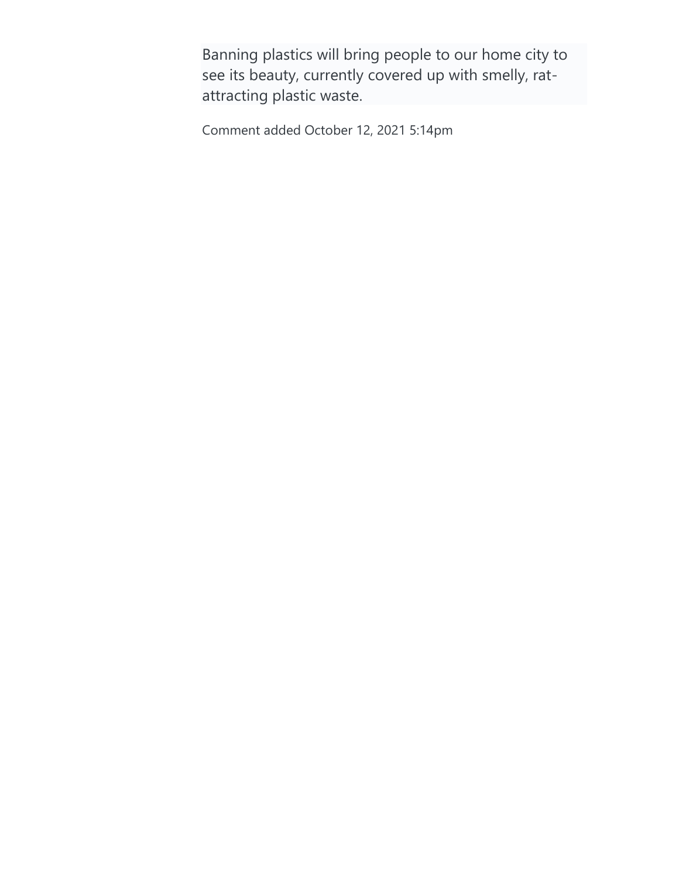Banning plastics will bring people to our home city to see its beauty, currently covered up with smelly, rat-attracting plastic waste.

Comment added October 12, 2021 5:14pm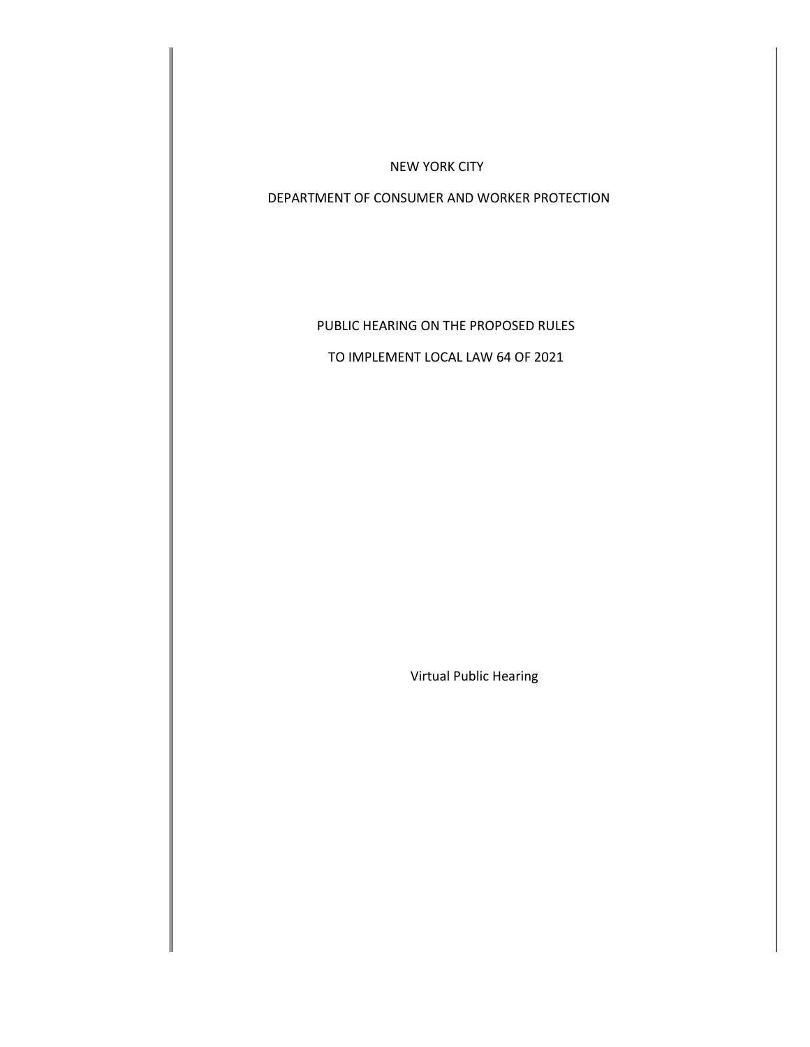NEW YORK CITY

DEPARTMENT OF CONSUMER AND WORKER PROTECTION

PUBLIC HEARING ON THE PROPOSED RULES

TO IMPLEMENT LOCAL LAW 64 OF 2021

Virtual Public Hearing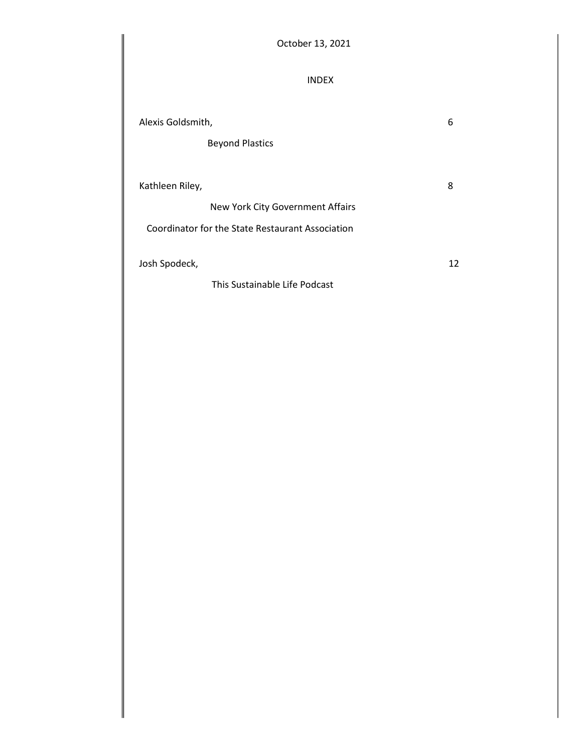October 13, 2021

INDEX

| | |
|---|---|
| Alexis Goldsmith,<br>Beyond Plastics | 6 |
| Kathleen Riley,<br>New York City Government Affairs<br>Coordinator for the State Restaurant Association | 8 |
| Josh Spodeck,<br>This Sustainable Life Podcast | 12 |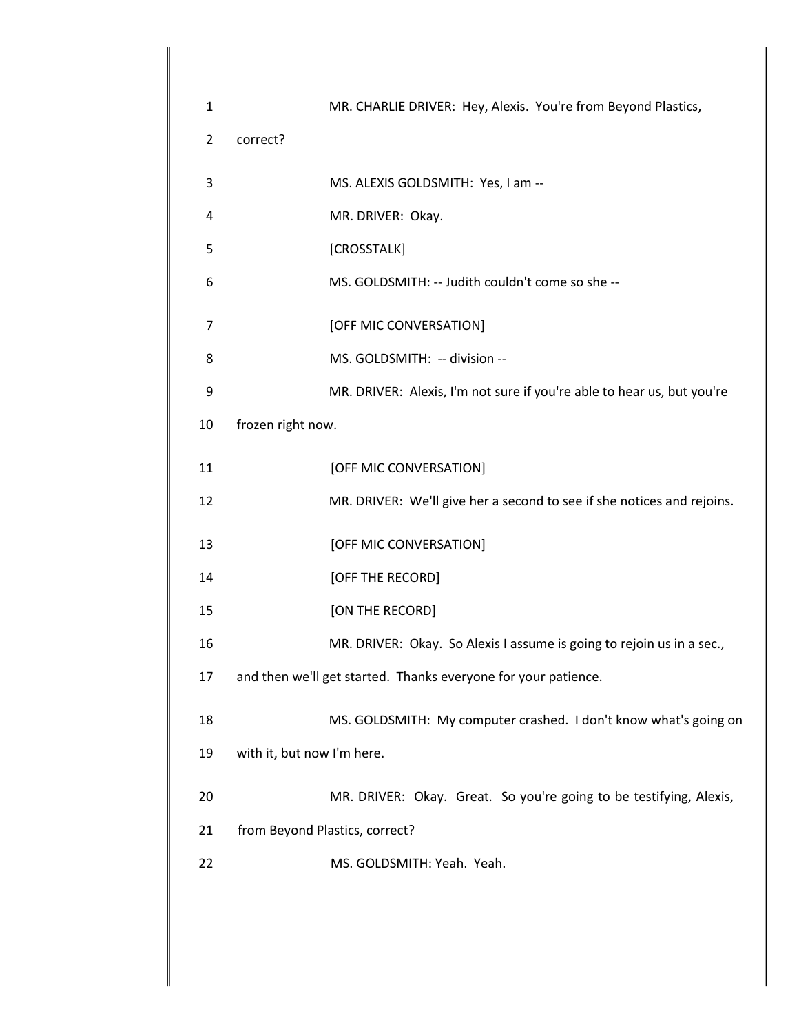1 MR. CHARLIE DRIVER: Hey, Alexis. You're from Beyond Plastics,

2 correct?

3 MS. ALEXIS GOLDSMITH: Yes, I am --

4 MR. DRIVER: Okay.

5 [CROSSTALK]

6 MS. GOLDSMITH: -- Judith couldn't come so she --

7 [OFF MIC CONVERSATION]

8 MS. GOLDSMITH: -- division --

9 MR. DRIVER: Alexis, I'm not sure if you're able to hear us, but you're

10 frozen right now.

11 [OFF MIC CONVERSATION]

12 MR. DRIVER: We'll give her a second to see if she notices and rejoins.

13 [OFF MIC CONVERSATION]

14 [OFF THE RECORD]

15 [ON THE RECORD]

16 MR. DRIVER: Okay. So Alexis I assume is going to rejoin us in a sec.,

17 and then we'll get started. Thanks everyone for your patience.

18 MS. GOLDSMITH: My computer crashed. I don't know what's going on

19 with it, but now I'm here.

20 MR. DRIVER: Okay. Great. So you're going to be testifying, Alexis,

21 from Beyond Plastics, correct?

22 MS. GOLDSMITH: Yeah. Yeah.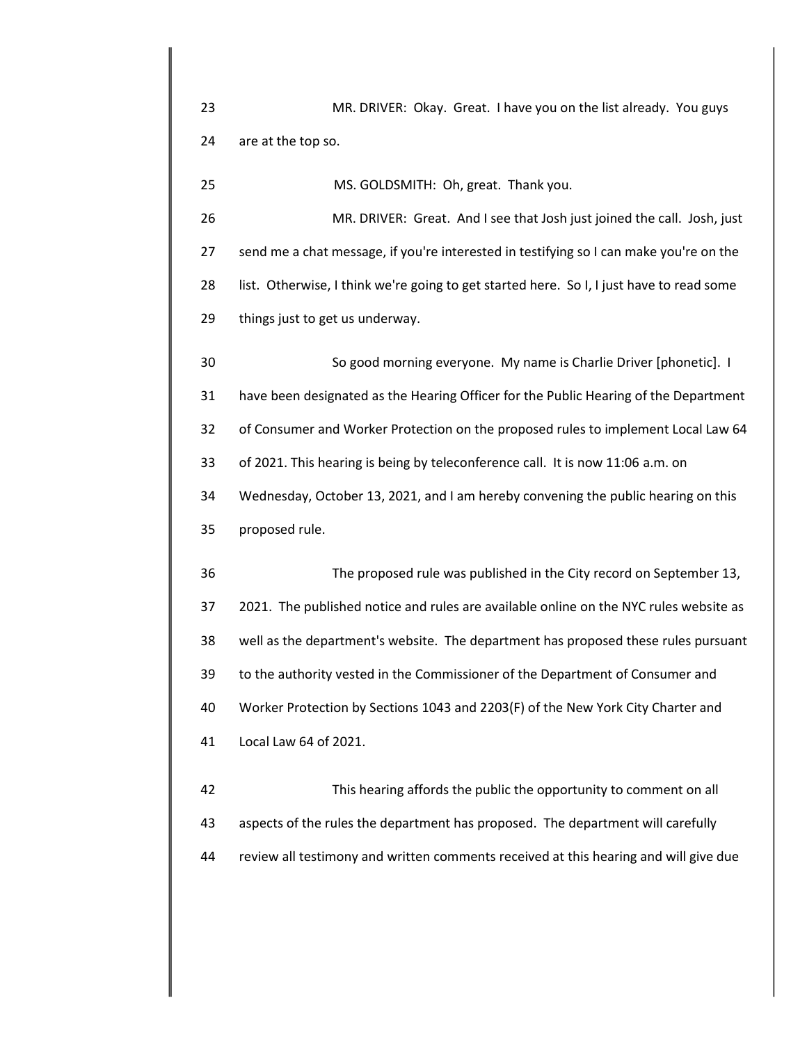MR. DRIVER: Okay. Great. I have you on the list already. You guys are at the top so.

MS. GOLDSMITH: Oh, great. Thank you.

MR. DRIVER: Great. And I see that Josh just joined the call. Josh, just send me a chat message, if you're interested in testifying so I can make you're on the list. Otherwise, I think we're going to get started here. So I, I just have to read some things just to get us underway.

So good morning everyone. My name is Charlie Driver [phonetic]. I have been designated as the Hearing Officer for the Public Hearing of the Department of Consumer and Worker Protection on the proposed rules to implement Local Law 64 of 2021. This hearing is being by teleconference call. It is now 11:06 a.m. on Wednesday, October 13, 2021, and I am hereby convening the public hearing on this proposed rule.

The proposed rule was published in the City record on September 13, 2021. The published notice and rules are available online on the NYC rules website as well as the department's website. The department has proposed these rules pursuant to the authority vested in the Commissioner of the Department of Consumer and Worker Protection by Sections 1043 and 2203(F) of the New York City Charter and Local Law 64 of 2021.

This hearing affords the public the opportunity to comment on all aspects of the rules the department has proposed. The department will carefully review all testimony and written comments received at this hearing and will give due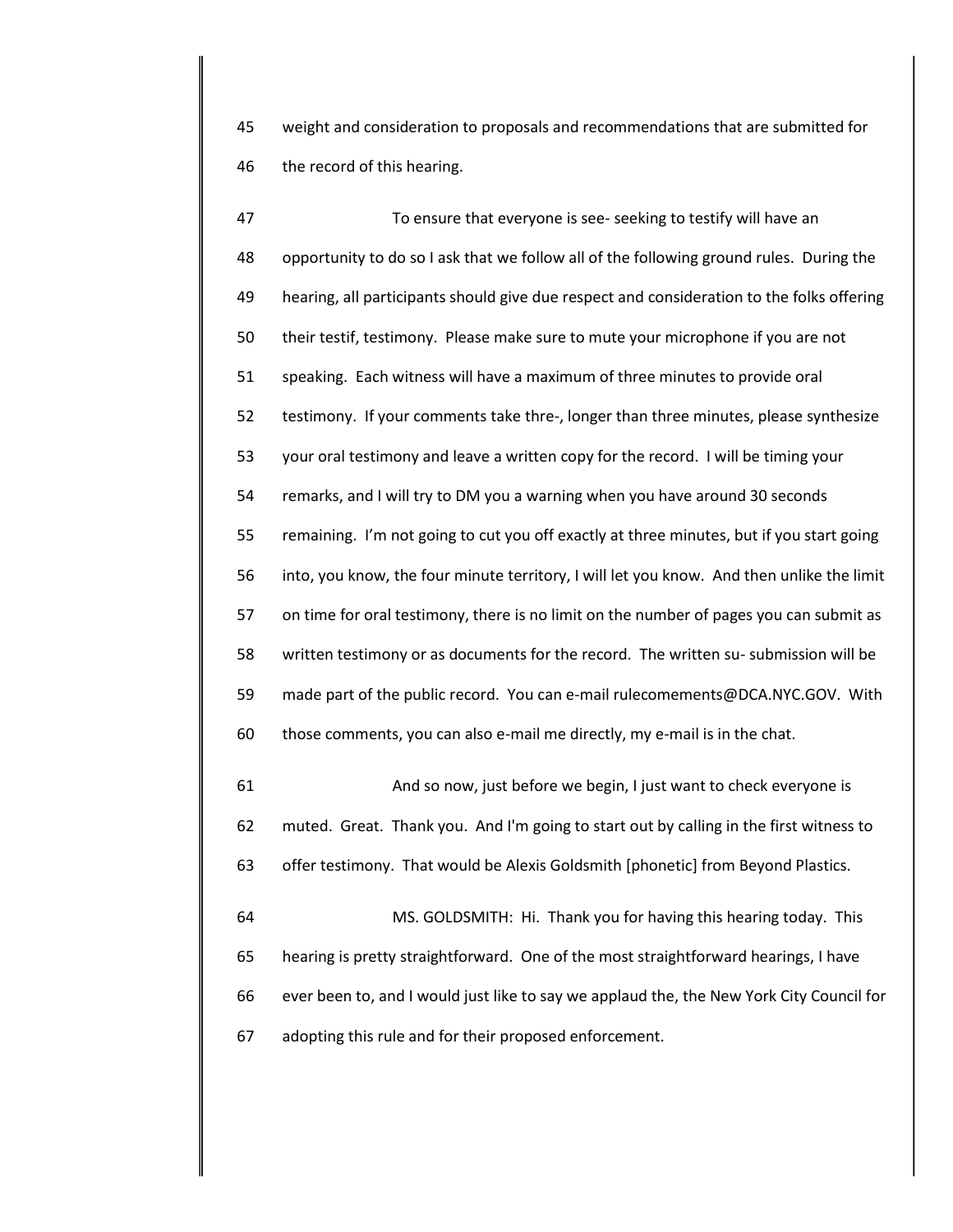weight and consideration to proposals and recommendations that are submitted for the record of this hearing.

To ensure that everyone is see- seeking to testify will have an opportunity to do so I ask that we follow all of the following ground rules. During the hearing, all participants should give due respect and consideration to the folks offering their testif, testimony. Please make sure to mute your microphone if you are not speaking. Each witness will have a maximum of three minutes to provide oral testimony. If your comments take thre-, longer than three minutes, please synthesize your oral testimony and leave a written copy for the record. I will be timing your remarks, and I will try to DM you a warning when you have around 30 seconds remaining. I'm not going to cut you off exactly at three minutes, but if you start going into, you know, the four minute territory, I will let you know. And then unlike the limit on time for oral testimony, there is no limit on the number of pages you can submit as written testimony or as documents for the record. The written su- submission will be made part of the public record. You can e-mail rulecomements@DCA.NYC.GOV. With those comments, you can also e-mail me directly, my e-mail is in the chat.

And so now, just before we begin, I just want to check everyone is muted. Great. Thank you. And I'm going to start out by calling in the first witness to offer testimony. That would be Alexis Goldsmith [phonetic] from Beyond Plastics.

MS. GOLDSMITH: Hi. Thank you for having this hearing today. This hearing is pretty straightforward. One of the most straightforward hearings, I have ever been to, and I would just like to say we applaud the, the New York City Council for adopting this rule and for their proposed enforcement.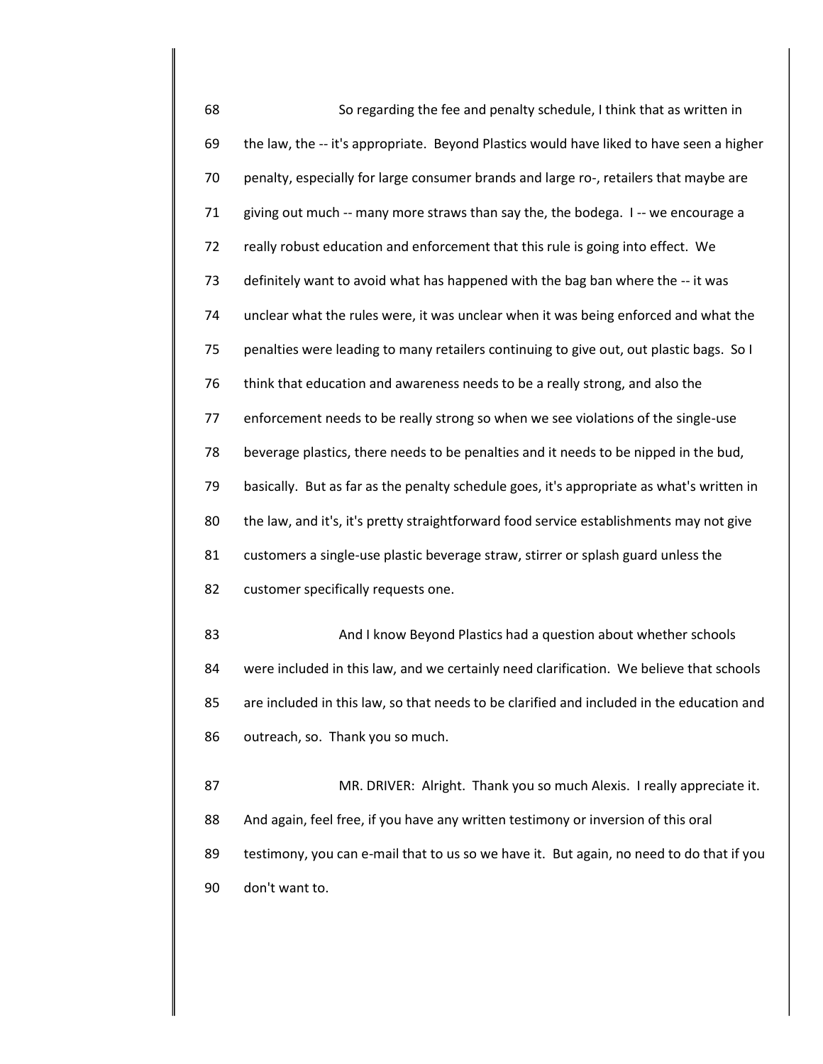68 So regarding the fee and penalty schedule, I think that as written in
69 the law, the -- it's appropriate. Beyond Plastics would have liked to have seen a higher
70 penalty, especially for large consumer brands and large ro-, retailers that maybe are
71 giving out much -- many more straws than say the, the bodega. I -- we encourage a
72 really robust education and enforcement that this rule is going into effect. We
73 definitely want to avoid what has happened with the bag ban where the -- it was
74 unclear what the rules were, it was unclear when it was being enforced and what the
75 penalties were leading to many retailers continuing to give out, out plastic bags. So I
76 think that education and awareness needs to be a really strong, and also the
77 enforcement needs to be really strong so when we see violations of the single-use
78 beverage plastics, there needs to be penalties and it needs to be nipped in the bud,
79 basically. But as far as the penalty schedule goes, it's appropriate as what's written in
80 the law, and it's, it's pretty straightforward food service establishments may not give
81 customers a single-use plastic beverage straw, stirrer or splash guard unless the
82 customer specifically requests one.

83 And I know Beyond Plastics had a question about whether schools
84 were included in this law, and we certainly need clarification. We believe that schools
85 are included in this law, so that needs to be clarified and included in the education and
86 outreach, so. Thank you so much.

87 MR. DRIVER: Alright. Thank you so much Alexis. I really appreciate it.
88 And again, feel free, if you have any written testimony or inversion of this oral
89 testimony, you can e-mail that to us so we have it. But again, no need to do that if you
90 don't want to.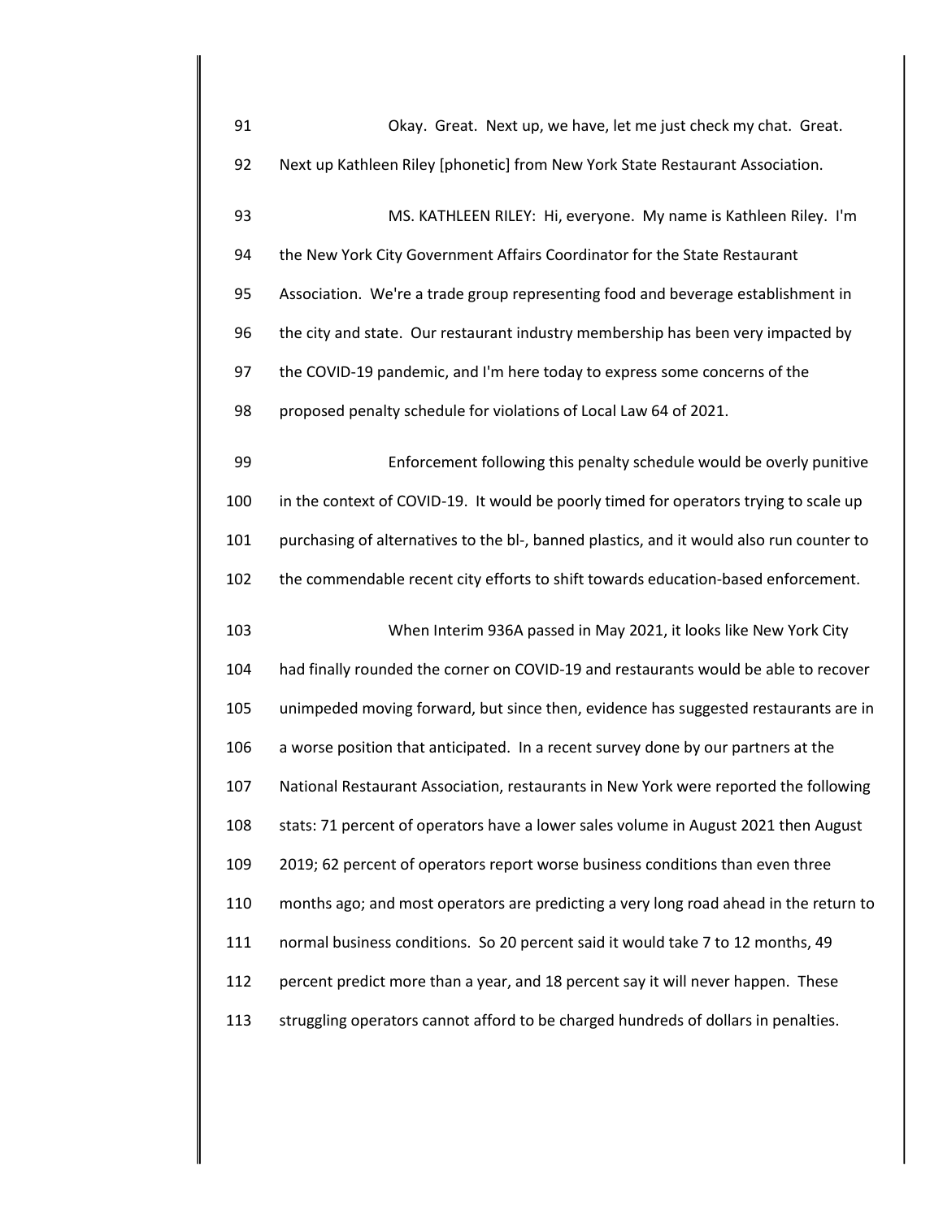91 Okay. Great. Next up, we have, let me just check my chat. Great.
92 Next up Kathleen Riley [phonetic] from New York State Restaurant Association.

93 MS. KATHLEEN RILEY: Hi, everyone. My name is Kathleen Riley. I'm
94 the New York City Government Affairs Coordinator for the State Restaurant
95 Association. We're a trade group representing food and beverage establishment in
96 the city and state. Our restaurant industry membership has been very impacted by
97 the COVID-19 pandemic, and I'm here today to express some concerns of the
98 proposed penalty schedule for violations of Local Law 64 of 2021.

99 Enforcement following this penalty schedule would be overly punitive
100 in the context of COVID-19. It would be poorly timed for operators trying to scale up
101 purchasing of alternatives to the bl-, banned plastics, and it would also run counter to
102 the commendable recent city efforts to shift towards education-based enforcement.

103 When Interim 936A passed in May 2021, it looks like New York City
104 had finally rounded the corner on COVID-19 and restaurants would be able to recover
105 unimpeded moving forward, but since then, evidence has suggested restaurants are in
106 a worse position that anticipated. In a recent survey done by our partners at the
107 National Restaurant Association, restaurants in New York were reported the following
108 stats: 71 percent of operators have a lower sales volume in August 2021 then August
109 2019; 62 percent of operators report worse business conditions than even three
110 months ago; and most operators are predicting a very long road ahead in the return to
111 normal business conditions. So 20 percent said it would take 7 to 12 months, 49
112 percent predict more than a year, and 18 percent say it will never happen. These
113 struggling operators cannot afford to be charged hundreds of dollars in penalties.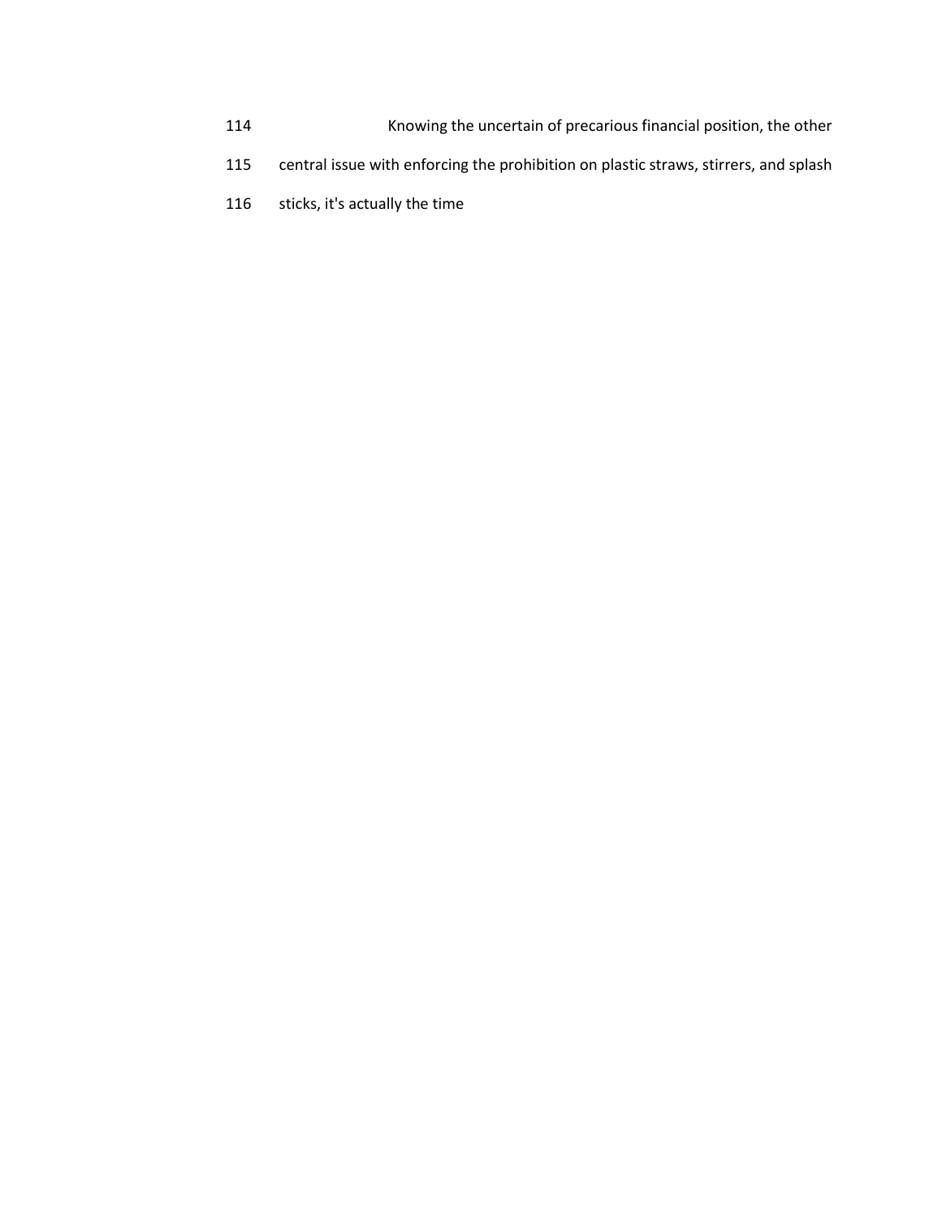Knowing the uncertain of precarious financial position, the other central issue with enforcing the prohibition on plastic straws, stirrers, and splash sticks, it's actually the time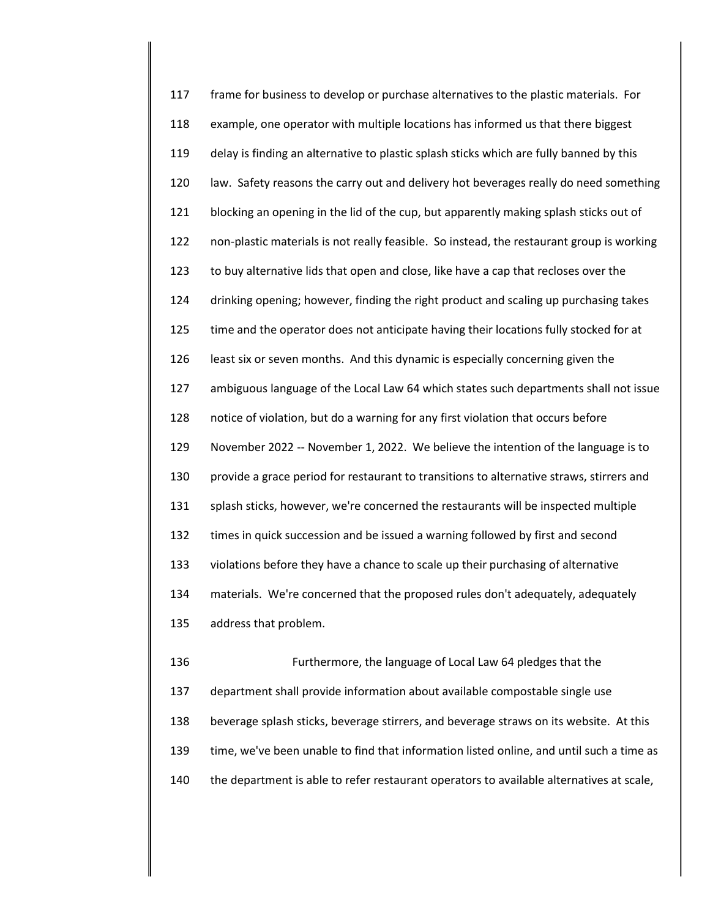frame for business to develop or purchase alternatives to the plastic materials. For example, one operator with multiple locations has informed us that there biggest delay is finding an alternative to plastic splash sticks which are fully banned by this law. Safety reasons the carry out and delivery hot beverages really do need something blocking an opening in the lid of the cup, but apparently making splash sticks out of non-plastic materials is not really feasible. So instead, the restaurant group is working to buy alternative lids that open and close, like have a cap that recloses over the drinking opening; however, finding the right product and scaling up purchasing takes time and the operator does not anticipate having their locations fully stocked for at least six or seven months. And this dynamic is especially concerning given the ambiguous language of the Local Law 64 which states such departments shall not issue notice of violation, but do a warning for any first violation that occurs before November 2022 -- November 1, 2022. We believe the intention of the language is to provide a grace period for restaurant to transitions to alternative straws, stirrers and splash sticks, however, we're concerned the restaurants will be inspected multiple times in quick succession and be issued a warning followed by first and second violations before they have a chance to scale up their purchasing of alternative materials. We're concerned that the proposed rules don't adequately, adequately address that problem.

Furthermore, the language of Local Law 64 pledges that the department shall provide information about available compostable single use beverage splash sticks, beverage stirrers, and beverage straws on its website. At this time, we've been unable to find that information listed online, and until such a time as the department is able to refer restaurant operators to available alternatives at scale,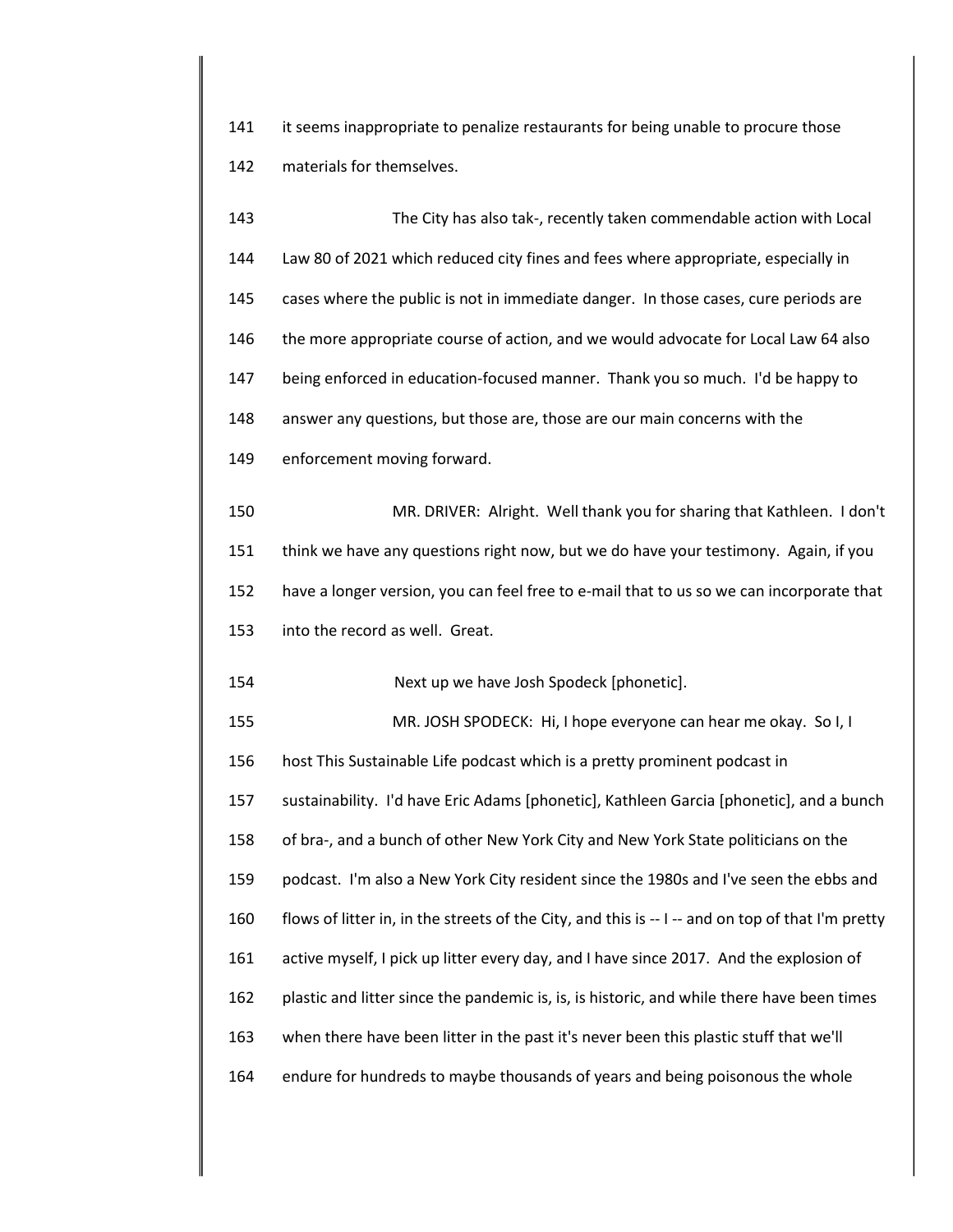141 it seems inappropriate to penalize restaurants for being unable to procure those
142 materials for themselves.

143 The City has also tak-, recently taken commendable action with Local
144 Law 80 of 2021 which reduced city fines and fees where appropriate, especially in
145 cases where the public is not in immediate danger. In those cases, cure periods are
146 the more appropriate course of action, and we would advocate for Local Law 64 also
147 being enforced in education-focused manner. Thank you so much. I'd be happy to
148 answer any questions, but those are, those are our main concerns with the
149 enforcement moving forward.

150 MR. DRIVER: Alright. Well thank you for sharing that Kathleen. I don't
151 think we have any questions right now, but we do have your testimony. Again, if you
152 have a longer version, you can feel free to e-mail that to us so we can incorporate that
153 into the record as well. Great.

154 Next up we have Josh Spodeck [phonetic].

155 MR. JOSH SPODECK: Hi, I hope everyone can hear me okay. So I, I
156 host This Sustainable Life podcast which is a pretty prominent podcast in
157 sustainability. I'd have Eric Adams [phonetic], Kathleen Garcia [phonetic], and a bunch
158 of bra-, and a bunch of other New York City and New York State politicians on the
159 podcast. I'm also a New York City resident since the 1980s and I've seen the ebbs and
160 flows of litter in, in the streets of the City, and this is -- I -- and on top of that I'm pretty
161 active myself, I pick up litter every day, and I have since 2017. And the explosion of
162 plastic and litter since the pandemic is, is, is historic, and while there have been times
163 when there have been litter in the past it's never been this plastic stuff that we'll
164 endure for hundreds to maybe thousands of years and being poisonous the whole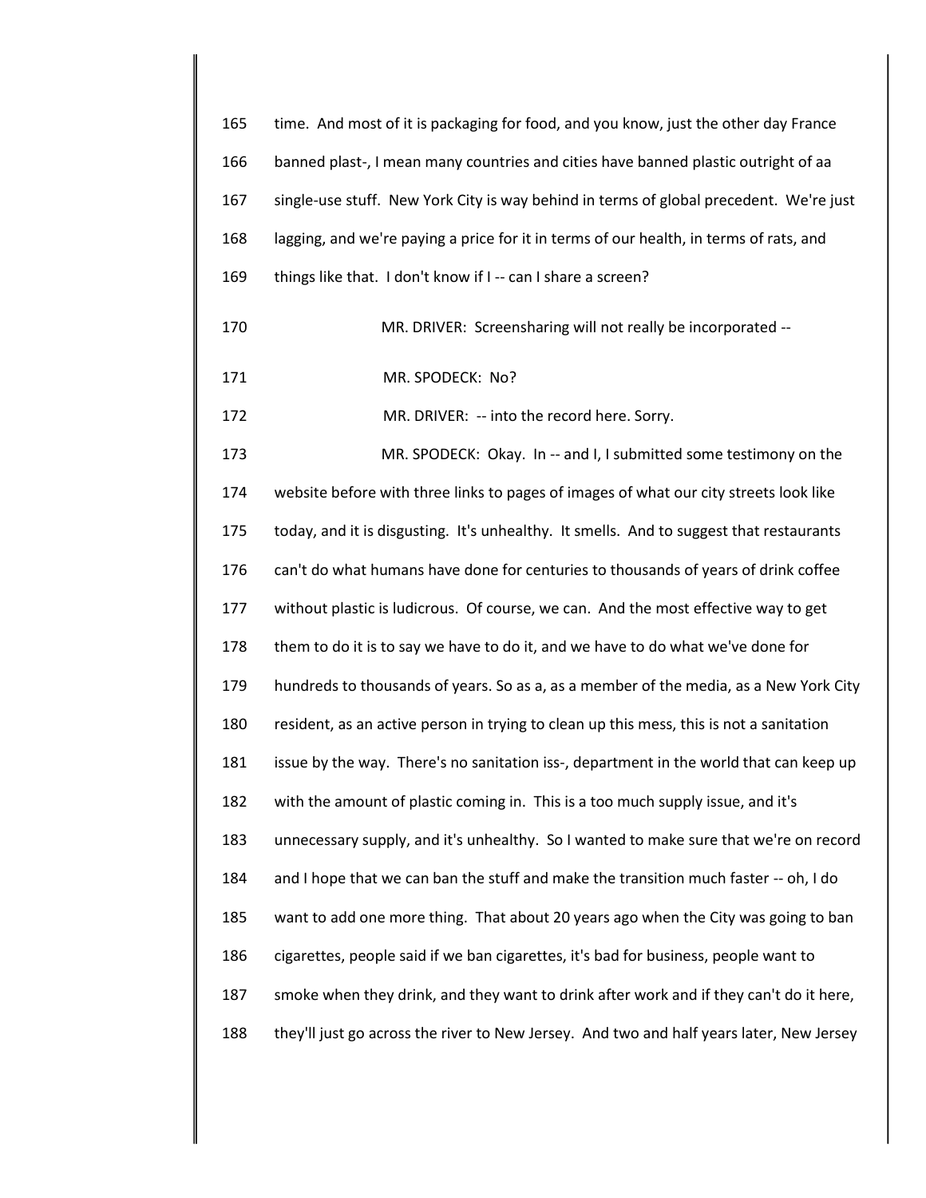165 time. And most of it is packaging for food, and you know, just the other day France

166 banned plast-, I mean many countries and cities have banned plastic outright of aa

167 single-use stuff. New York City is way behind in terms of global precedent. We're just

168 lagging, and we're paying a price for it in terms of our health, in terms of rats, and

169 things like that. I don't know if I -- can I share a screen?

170 MR. DRIVER: Screensharing will not really be incorporated --

171 MR. SPODECK: No?

172 MR. DRIVER: -- into the record here. Sorry.

173 MR. SPODECK: Okay. In -- and I, I submitted some testimony on the

174 website before with three links to pages of images of what our city streets look like

175 today, and it is disgusting. It's unhealthy. It smells. And to suggest that restaurants

176 can't do what humans have done for centuries to thousands of years of drink coffee

177 without plastic is ludicrous. Of course, we can. And the most effective way to get

178 them to do it is to say we have to do it, and we have to do what we've done for

179 hundreds to thousands of years. So as a, as a member of the media, as a New York City

180 resident, as an active person in trying to clean up this mess, this is not a sanitation

181 issue by the way. There's no sanitation iss-, department in the world that can keep up

182 with the amount of plastic coming in. This is a too much supply issue, and it's

183 unnecessary supply, and it's unhealthy. So I wanted to make sure that we're on record

184 and I hope that we can ban the stuff and make the transition much faster -- oh, I do

185 want to add one more thing. That about 20 years ago when the City was going to ban

186 cigarettes, people said if we ban cigarettes, it's bad for business, people want to

187 smoke when they drink, and they want to drink after work and if they can't do it here,

188 they'll just go across the river to New Jersey. And two and half years later, New Jersey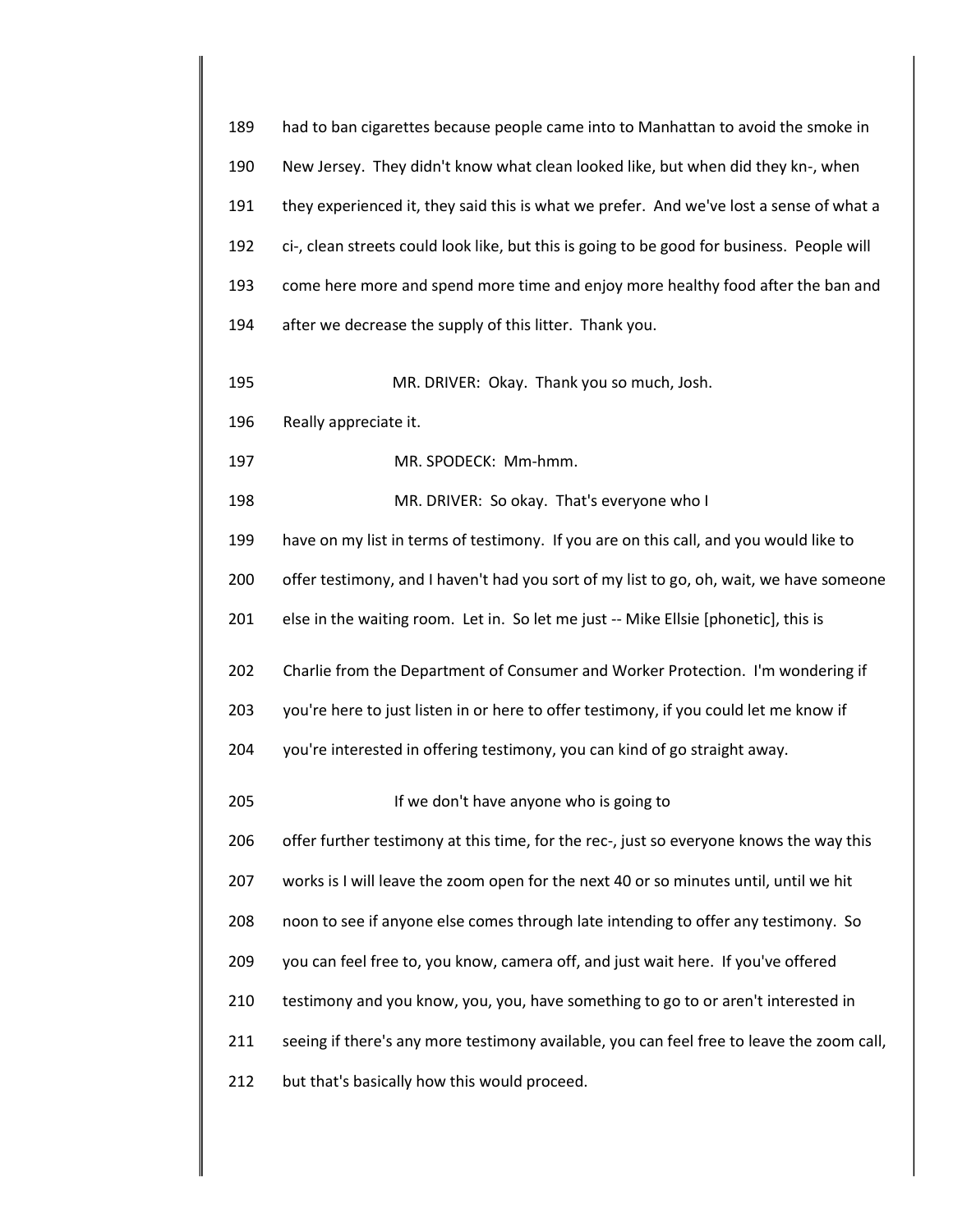189 had to ban cigarettes because people came into to Manhattan to avoid the smoke in
190 New Jersey. They didn't know what clean looked like, but when did they kn-, when
191 they experienced it, they said this is what we prefer. And we've lost a sense of what a
192 ci-, clean streets could look like, but this is going to be good for business. People will
193 come here more and spend more time and enjoy more healthy food after the ban and
194 after we decrease the supply of this litter. Thank you.

195 MR. DRIVER: Okay. Thank you so much, Josh.
196 Really appreciate it.
197 MR. SPODECK: Mm-hmm.
198 MR. DRIVER: So okay. That's everyone who I
199 have on my list in terms of testimony. If you are on this call, and you would like to
200 offer testimony, and I haven't had you sort of my list to go, oh, wait, we have someone
201 else in the waiting room. Let in. So let me just -- Mike Ellsie [phonetic], this is
202 Charlie from the Department of Consumer and Worker Protection. I'm wondering if
203 you're here to just listen in or here to offer testimony, if you could let me know if
204 you're interested in offering testimony, you can kind of go straight away.

205 If we don't have anyone who is going to
206 offer further testimony at this time, for the rec-, just so everyone knows the way this
207 works is I will leave the zoom open for the next 40 or so minutes until, until we hit
208 noon to see if anyone else comes through late intending to offer any testimony. So
209 you can feel free to, you know, camera off, and just wait here. If you've offered
210 testimony and you know, you, you, have something to go to or aren't interested in
211 seeing if there's any more testimony available, you can feel free to leave the zoom call,
212 but that's basically how this would proceed.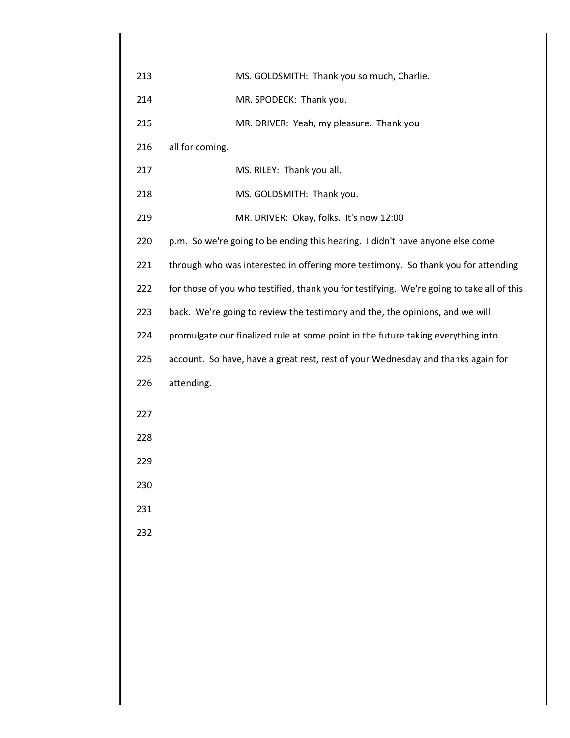MS. GOLDSMITH: Thank you so much, Charlie.

MR. SPODECK: Thank you.

MR. DRIVER: Yeah, my pleasure. Thank you all for coming.

MS. RILEY: Thank you all.

MS. GOLDSMITH: Thank you.

MR. DRIVER: Okay, folks. It's now 12:00 p.m. So we're going to be ending this hearing. I didn't have anyone else come through who was interested in offering more testimony. So thank you for attending for those of you who testified, thank you for testifying. We're going to take all of this back. We're going to review the testimony and the, the opinions, and we will promulgate our finalized rule at some point in the future taking everything into account. So have, have a great rest, rest of your Wednesday and thanks again for attending.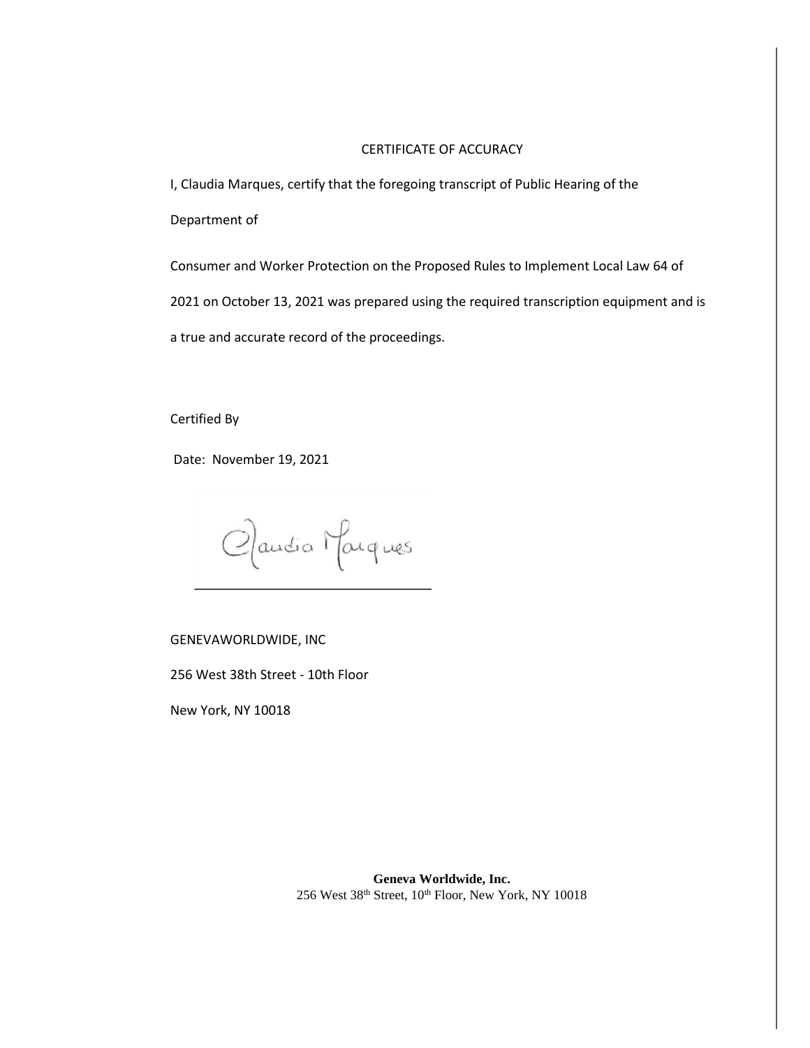CERTIFICATE OF ACCURACY

I, Claudia Marques, certify that the foregoing transcript of Public Hearing of the Department of

Consumer and Worker Protection on the Proposed Rules to Implement Local Law 64 of 2021 on October 13, 2021 was prepared using the required transcription equipment and is a true and accurate record of the proceedings.

Certified By

Date: November 19, 2021

Claudia Marques

GENEVAWORLDWIDE, INC

256 West 38th Street - 10th Floor

New York, NY 10018